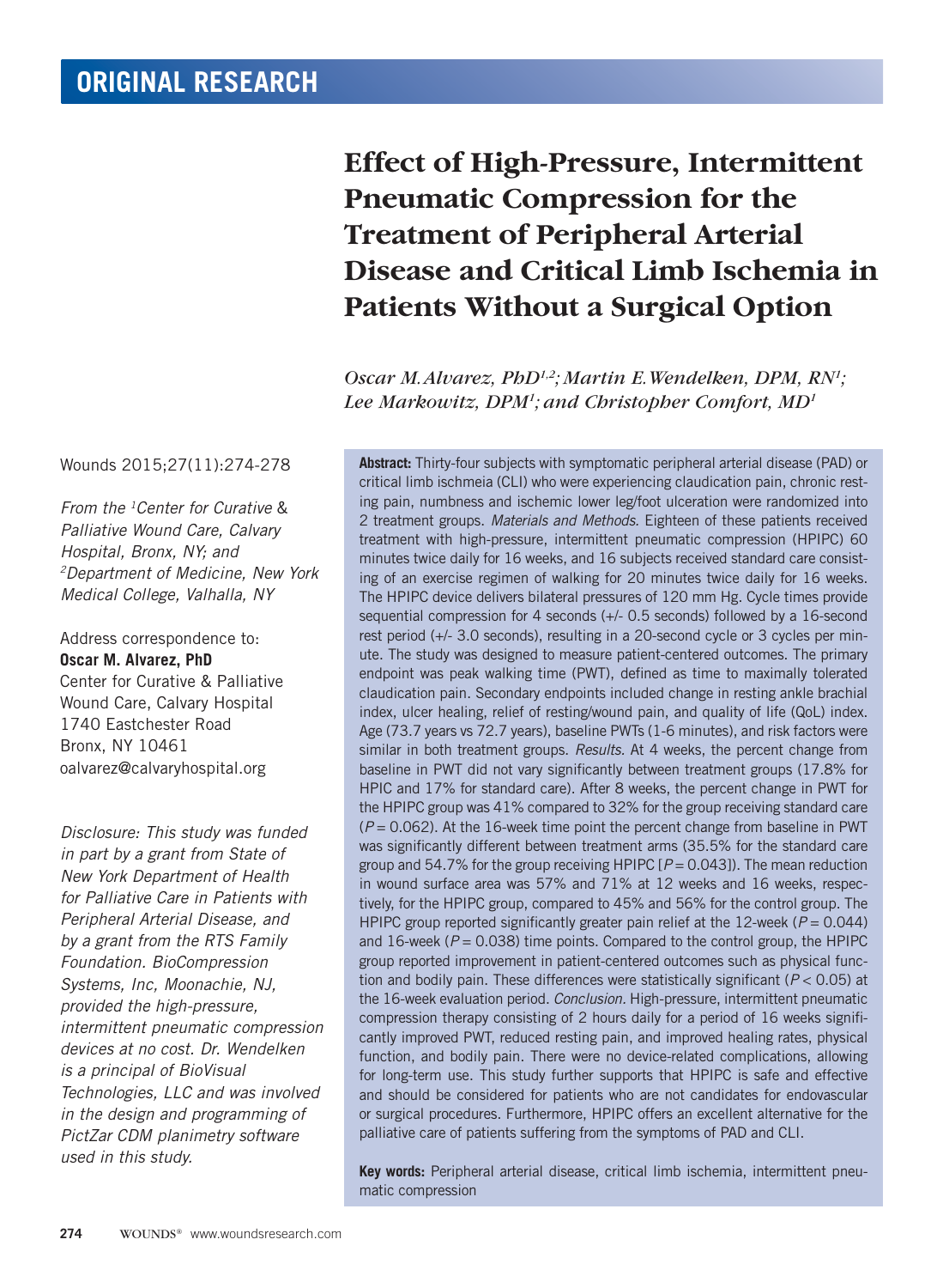ORIGINAL RESEARCH

# Effect of High-Pressure, Intermittent Pneumatic Compression for the Treatment of Peripheral Arterial Disease and Critical Limb Ischemia in Patients Without a Surgical Option

*Oscar M. Alvarez, PhD[1,2]; Martin E. Wendelken, DPM, RN[1]; Lee Markowitz, DPM[1]; and Christopher Comfort, MD[1]*

Wounds 2015;27(11):274-278

*From the [1]Center for Curative & Palliative Wound Care, Calvary Hospital, Bronx, NY; and [2]Department of Medicine, New York Medical College, Valhalla, NY*

Address correspondence to:
**Oscar M. Alvarez, PhD**
Center for Curative & Palliative Wound Care, Calvary Hospital
1740 Eastchester Road
Bronx, NY 10461
oalvarez@calvaryhospital.org

*Disclosure: This study was funded in part by a grant from State of New York Department of Health for Palliative Care in Patients with Peripheral Arterial Disease, and by a grant from the RTS Family Foundation. BioCompression Systems, Inc, Moonachie, NJ, provided the high-pressure, intermittent pneumatic compression devices at no cost. Dr. Wendelken is a principal of BioVisual Technologies, LLC and was involved in the design and programming of PictZar CDM planimetry software used in this study.*

**Abstract:** Thirty-four subjects with symptomatic peripheral arterial disease (PAD) or critical limb ischmeia (CLI) who were experiencing claudication pain, chronic resting pain, numbness and ischemic lower leg/foot ulceration were randomized into 2 treatment groups. *Materials and Methods.* Eighteen of these patients received treatment with high-pressure, intermittent pneumatic compression (HPIPC) 60 minutes twice daily for 16 weeks, and 16 subjects received standard care consisting of an exercise regimen of walking for 20 minutes twice daily for 16 weeks. The HPIPC device delivers bilateral pressures of 120 mm Hg. Cycle times provide sequential compression for 4 seconds (+/- 0.5 seconds) followed by a 16-second rest period (+/- 3.0 seconds), resulting in a 20-second cycle or 3 cycles per minute. The study was designed to measure patient-centered outcomes. The primary endpoint was peak walking time (PWT), defined as time to maximally tolerated claudication pain. Secondary endpoints included change in resting ankle brachial index, ulcer healing, relief of resting/wound pain, and quality of life (QoL) index. Age (73.7 years vs 72.7 years), baseline PWTs (1-6 minutes), and risk factors were similar in both treatment groups. *Results.* At 4 weeks, the percent change from baseline in PWT did not vary significantly between treatment groups (17.8% for HPIC and 17% for standard care). After 8 weeks, the percent change in PWT for the HPIPC group was 41% compared to 32% for the group receiving standard care ($P = 0.062$). At the 16-week time point the percent change from baseline in PWT was significantly different between treatment arms (35.5% for the standard care group and 54.7% for the group receiving HPIPC [$P = 0.043$]). The mean reduction in wound surface area was 57% and 71% at 12 weeks and 16 weeks, respectively, for the HPIPC group, compared to 45% and 56% for the control group. The HPIPC group reported significantly greater pain relief at the 12-week ($P = 0.044$) and 16-week ($P = 0.038$) time points. Compared to the control group, the HPIPC group reported improvement in patient-centered outcomes such as physical function and bodily pain. These differences were statistically significant ($P < 0.05$) at the 16-week evaluation period. *Conclusion.* High-pressure, intermittent pneumatic compression therapy consisting of 2 hours daily for a period of 16 weeks significantly improved PWT, reduced resting pain, and improved healing rates, physical function, and bodily pain. There were no device-related complications, allowing for long-term use. This study further supports that HPIPC is safe and effective and should be considered for patients who are not candidates for endovascular or surgical procedures. Furthermore, HPIPC offers an excellent alternative for the palliative care of patients suffering from the symptoms of PAD and CLI.

**Key words:** Peripheral arterial disease, critical limb ischemia, intermittent pneumatic compression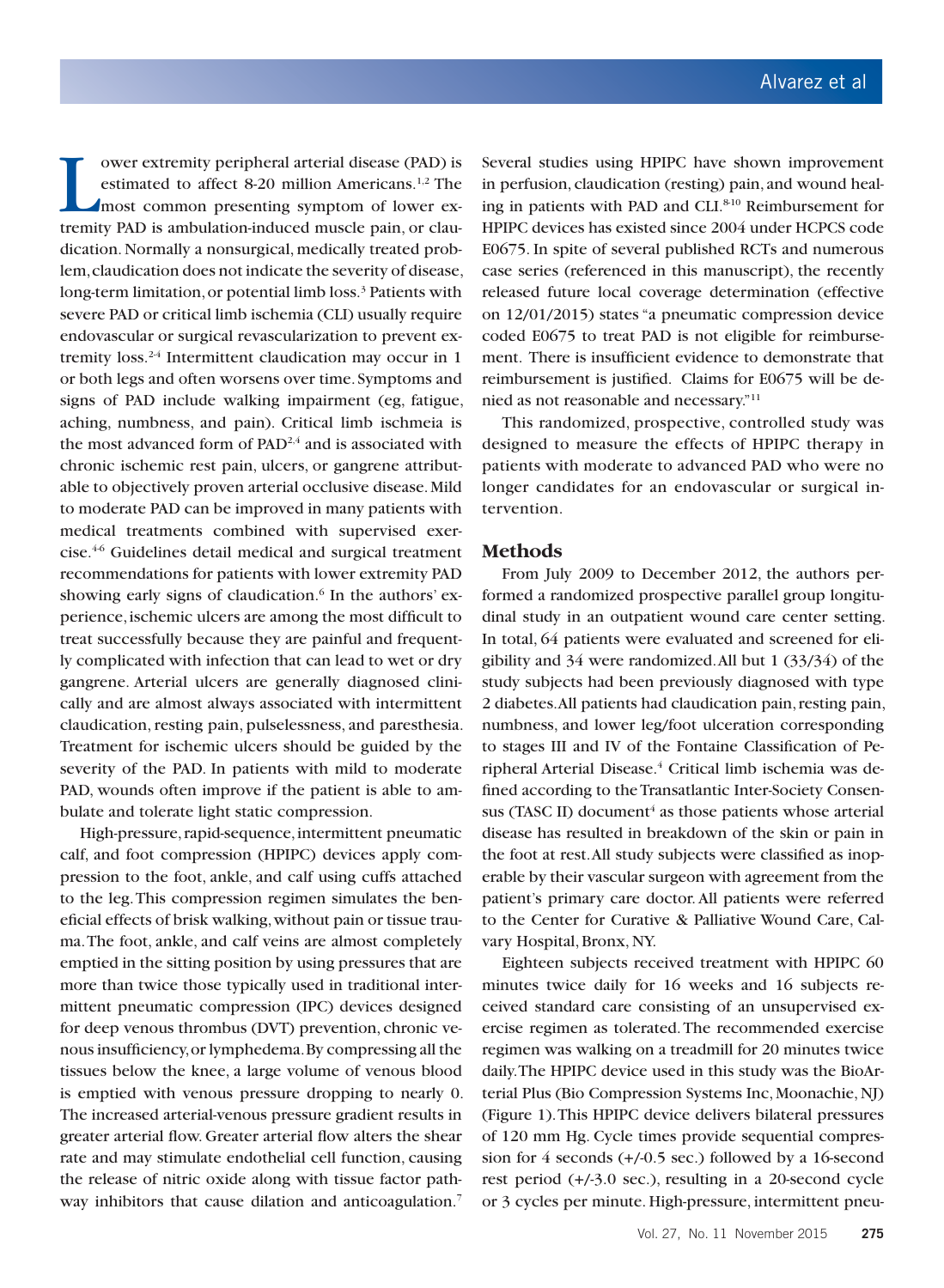Lower extremity peripheral arterial disease (PAD) is estimated to affect 8-20 million Americans.[1,2] The most common presenting symptom of lower extremity PAD is ambulation-induced muscle pain, or claudication. Normally a nonsurgical, medically treated problem, claudication does not indicate the severity of disease, long-term limitation, or potential limb loss.[3] Patients with severe PAD or critical limb ischemia (CLI) usually require endovascular or surgical revascularization to prevent extremity loss.[2-4] Intermittent claudication may occur in 1 or both legs and often worsens over time. Symptoms and signs of PAD include walking impairment (eg, fatigue, aching, numbness, and pain). Critical limb ischmeia is the most advanced form of PAD[2,4] and is associated with chronic ischemic rest pain, ulcers, or gangrene attributable to objectively proven arterial occlusive disease. Mild to moderate PAD can be improved in many patients with medical treatments combined with supervised exercise.[4-6] Guidelines detail medical and surgical treatment recommendations for patients with lower extremity PAD showing early signs of claudication.[6] In the authors' experience, ischemic ulcers are among the most difficult to treat successfully because they are painful and frequently complicated with infection that can lead to wet or dry gangrene. Arterial ulcers are generally diagnosed clinically and are almost always associated with intermittent claudication, resting pain, pulselessness, and paresthesia. Treatment for ischemic ulcers should be guided by the severity of the PAD. In patients with mild to moderate PAD, wounds often improve if the patient is able to ambulate and tolerate light static compression.

High-pressure, rapid-sequence, intermittent pneumatic calf, and foot compression (HPIPC) devices apply compression to the foot, ankle, and calf using cuffs attached to the leg. This compression regimen simulates the beneficial effects of brisk walking, without pain or tissue trauma. The foot, ankle, and calf veins are almost completely emptied in the sitting position by using pressures that are more than twice those typically used in traditional intermittent pneumatic compression (IPC) devices designed for deep venous thrombus (DVT) prevention, chronic venous insufficiency, or lymphedema. By compressing all the tissues below the knee, a large volume of venous blood is emptied with venous pressure dropping to nearly 0. The increased arterial-venous pressure gradient results in greater arterial flow. Greater arterial flow alters the shear rate and may stimulate endothelial cell function, causing the release of nitric oxide along with tissue factor pathway inhibitors that cause dilation and anticoagulation.[7]

Several studies using HPIPC have shown improvement in perfusion, claudication (resting) pain, and wound healing in patients with PAD and CLI.[8-10] Reimbursement for HPIPC devices has existed since 2004 under HCPCS code E0675. In spite of several published RCTs and numerous case series (referenced in this manuscript), the recently released future local coverage determination (effective on 12/01/2015) states "a pneumatic compression device coded E0675 to treat PAD is not eligible for reimbursement. There is insufficient evidence to demonstrate that reimbursement is justified. Claims for E0675 will be denied as not reasonable and necessary."[11]

This randomized, prospective, controlled study was designed to measure the effects of HPIPC therapy in patients with moderate to advanced PAD who were no longer candidates for an endovascular or surgical intervention.

## Methods

From July 2009 to December 2012, the authors performed a randomized prospective parallel group longitudinal study in an outpatient wound care center setting. In total, 64 patients were evaluated and screened for eligibility and 34 were randomized. All but 1 (33/34) of the study subjects had been previously diagnosed with type 2 diabetes. All patients had claudication pain, resting pain, numbness, and lower leg/foot ulceration corresponding to stages III and IV of the Fontaine Classification of Peripheral Arterial Disease.[4] Critical limb ischemia was defined according to the Transatlantic Inter-Society Consensus (TASC II) document[4] as those patients whose arterial disease has resulted in breakdown of the skin or pain in the foot at rest. All study subjects were classified as inoperable by their vascular surgeon with agreement from the patient's primary care doctor. All patients were referred to the Center for Curative & Palliative Wound Care, Calvary Hospital, Bronx, NY.

Eighteen subjects received treatment with HPIPC 60 minutes twice daily for 16 weeks and 16 subjects received standard care consisting of an unsupervised exercise regimen as tolerated. The recommended exercise regimen was walking on a treadmill for 20 minutes twice daily. The HPIPC device used in this study was the BioArterial Plus (Bio Compression Systems Inc, Moonachie, NJ) (Figure 1). This HPIPC device delivers bilateral pressures of 120 mm Hg. Cycle times provide sequential compression for 4 seconds (+/-0.5 sec.) followed by a 16-second rest period (+/-3.0 sec.), resulting in a 20-second cycle or 3 cycles per minute. High-pressure, intermittent pneu-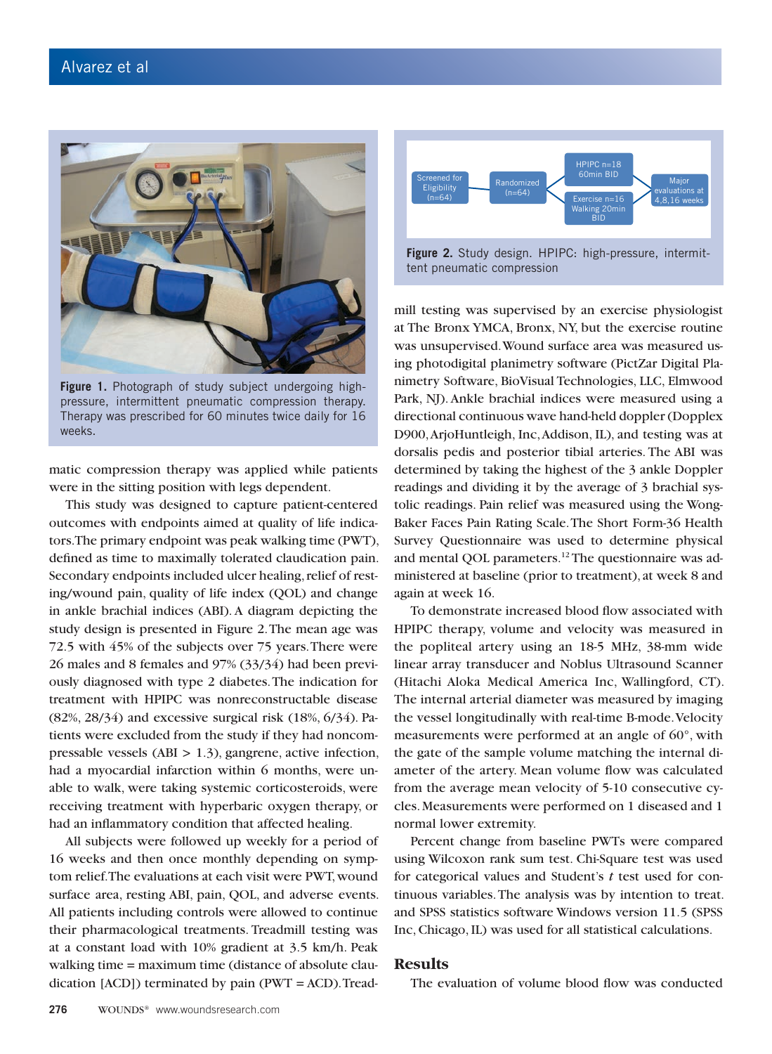Figure 1. Photograph of study subject undergoing high-pressure, intermittent pneumatic compression therapy. Therapy was prescribed for 60 minutes twice daily for 16 weeks.

Screened for Eligibility (n=64) → Randomized (n=64) → HPIPC n=18 60min BID / Exercise n=16 Walking 20min BID → Major evaluations at 4,8,16 weeks

Figure 2. Study design. HPIPC: high-pressure, intermittent pneumatic compression

matic compression therapy was applied while patients were in the sitting position with legs dependent.

This study was designed to capture patient-centered outcomes with endpoints aimed at quality of life indicators. The primary endpoint was peak walking time (PWT), defined as time to maximally tolerated claudication pain. Secondary endpoints included ulcer healing, relief of resting/wound pain, quality of life index (QOL) and change in ankle brachial indices (ABI). A diagram depicting the study design is presented in Figure 2. The mean age was 72.5 with 45% of the subjects over 75 years. There were 26 males and 8 females and 97% (33/34) had been previously diagnosed with type 2 diabetes. The indication for treatment with HPIPC was nonreconstructable disease (82%, 28/34) and excessive surgical risk (18%, 6/34). Patients were excluded from the study if they had noncompressable vessels (ABI > 1.3), gangrene, active infection, had a myocardial infarction within 6 months, were unable to walk, were taking systemic corticosteroids, were receiving treatment with hyperbaric oxygen therapy, or had an inflammatory condition that affected healing.

All subjects were followed up weekly for a period of 16 weeks and then once monthly depending on symptom relief. The evaluations at each visit were PWT, wound surface area, resting ABI, pain, QOL, and adverse events. All patients including controls were allowed to continue their pharmacological treatments. Treadmill testing was at a constant load with 10% gradient at 3.5 km/h. Peak walking time = maximum time (distance of absolute claudication [ACD]) terminated by pain (PWT = ACD). Treadmill testing was supervised by an exercise physiologist at The Bronx YMCA, Bronx, NY, but the exercise routine was unsupervised. Wound surface area was measured using photodigital planimetry software (PictZar Digital Planimetry Software, BioVisual Technologies, LLC, Elmwood Park, NJ). Ankle brachial indices were measured using a directional continuous wave hand-held doppler (Dopplex D900, ArjoHuntleigh, Inc, Addison, IL), and testing was at dorsalis pedis and posterior tibial arteries. The ABI was determined by taking the highest of the 3 ankle Doppler readings and dividing it by the average of 3 brachial systolic readings. Pain relief was measured using the Wong-Baker Faces Pain Rating Scale. The Short Form-36 Health Survey Questionnaire was used to determine physical and mental QOL parameters.[12] The questionnaire was administered at baseline (prior to treatment), at week 8 and again at week 16.

To demonstrate increased blood flow associated with HPIPC therapy, volume and velocity was measured in the popliteal artery using an 18-5 MHz, 38-mm wide linear array transducer and Noblus Ultrasound Scanner (Hitachi Aloka Medical America Inc, Wallingford, CT). The internal arterial diameter was measured by imaging the vessel longitudinally with real-time B-mode. Velocity measurements were performed at an angle of 60°, with the gate of the sample volume matching the internal diameter of the artery. Mean volume flow was calculated from the average mean velocity of 5-10 consecutive cycles. Measurements were performed on 1 diseased and 1 normal lower extremity.

Percent change from baseline PWTs were compared using Wilcoxon rank sum test. Chi-Square test was used for categorical values and Student's $t$ test used for continuous variables. The analysis was by intention to treat. and SPSS statistics software Windows version 11.5 (SPSS Inc, Chicago, IL) was used for all statistical calculations.

## Results

The evaluation of volume blood flow was conducted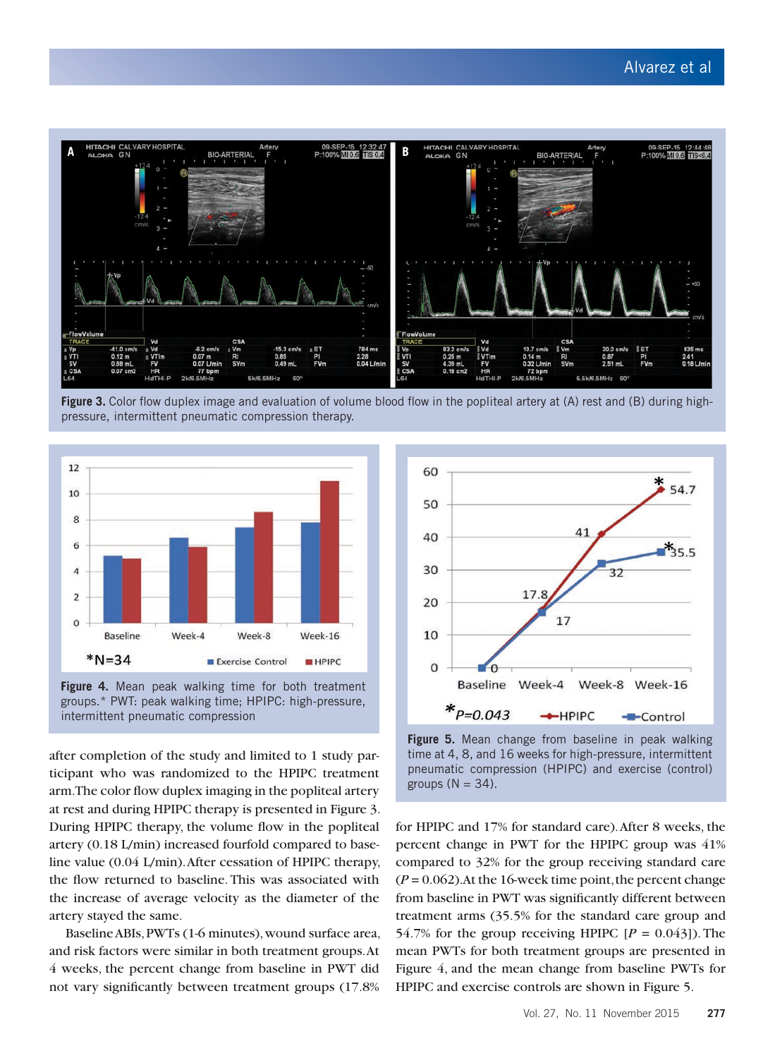**Figure 3.** Color flow duplex image and evaluation of volume blood flow in the popliteal artery at (A) rest and (B) during high-pressure, intermittent pneumatic compression therapy.

**Figure 4.** Mean peak walking time for both treatment groups.* PWT: peak walking time; HPIPC: high-pressure, intermittent pneumatic compression

**Figure 5.** Mean change from baseline in peak walking time at 4, 8, and 16 weeks for high-pressure, intermittent pneumatic compression (HPIPC) and exercise (control) groups (N = 34).

after completion of the study and limited to 1 study participant who was randomized to the HPIPC treatment arm. The color flow duplex imaging in the popliteal artery at rest and during HPIPC therapy is presented in Figure 3. During HPIPC therapy, the volume flow in the popliteal artery (0.18 L/min) increased fourfold compared to baseline value (0.04 L/min). After cessation of HPIPC therapy, the flow returned to baseline. This was associated with the increase of average velocity as the diameter of the artery stayed the same.

Baseline ABIs, PWTs (1-6 minutes), wound surface area, and risk factors were similar in both treatment groups. At 4 weeks, the percent change from baseline in PWT did not vary significantly between treatment groups (17.8% for HPIPC and 17% for standard care). After 8 weeks, the percent change in PWT for the HPIPC group was 41% compared to 32% for the group receiving standard care ($P = 0.062$). At the 16-week time point, the percent change from baseline in PWT was significantly different between treatment arms (35.5% for the standard care group and 54.7% for the group receiving HPIPC [$P = 0.043$]). The mean PWTs for both treatment groups are presented in Figure 4, and the mean change from baseline PWTs for HPIPC and exercise controls are shown in Figure 5.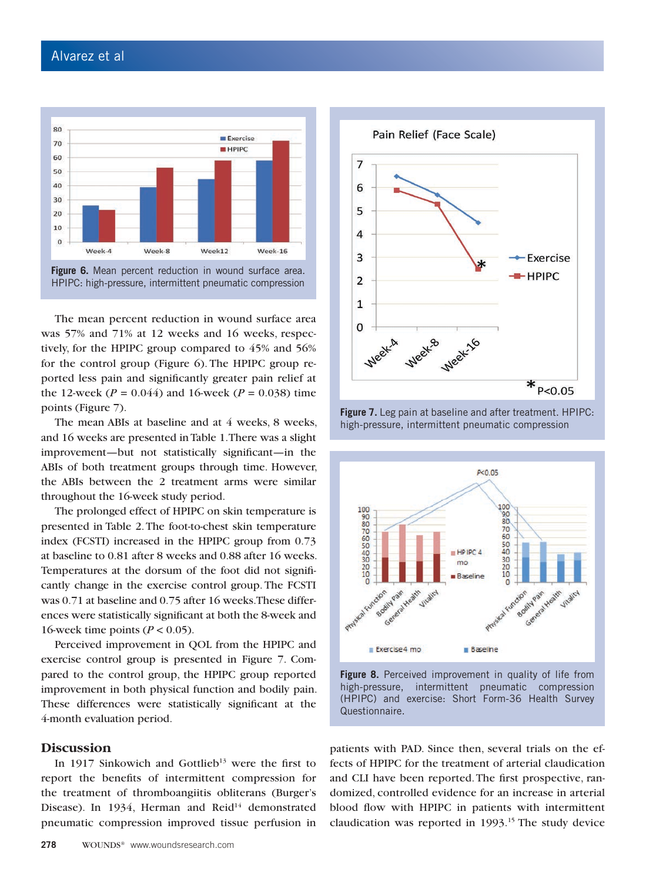**Figure 6.** Mean percent reduction in wound surface area. HPIPC: high-pressure, intermittent pneumatic compression

**Figure 7.** Leg pain at baseline and after treatment. HPIPC: high-pressure, intermittent pneumatic compression

**Figure 8.** Perceived improvement in quality of life from high-pressure, intermittent pneumatic compression (HPIPC) and exercise: Short Form-36 Health Survey Questionnaire.

The mean percent reduction in wound surface area was 57% and 71% at 12 weeks and 16 weeks, respectively, for the HPIPC group compared to 45% and 56% for the control group (Figure 6). The HPIPC group reported less pain and significantly greater pain relief at the 12-week ($P = 0.044$) and 16-week ($P = 0.038$) time points (Figure 7).

The mean ABIs at baseline and at 4 weeks, 8 weeks, and 16 weeks are presented in Table 1. There was a slight improvement—but not statistically significant—in the ABIs of both treatment groups through time. However, the ABIs between the 2 treatment arms were similar throughout the 16-week study period.

The prolonged effect of HPIPC on skin temperature is presented in Table 2. The foot-to-chest skin temperature index (FCSTI) increased in the HPIPC group from 0.73 at baseline to 0.81 after 8 weeks and 0.88 after 16 weeks. Temperatures at the dorsum of the foot did not significantly change in the exercise control group. The FCSTI was 0.71 at baseline and 0.75 after 16 weeks. These differences were statistically significant at both the 8-week and 16-week time points ($P < 0.05$).

Perceived improvement in QOL from the HPIPC and exercise control group is presented in Figure 7. Compared to the control group, the HPIPC group reported improvement in both physical function and bodily pain. These differences were statistically significant at the 4-month evaluation period.

## Discussion

In 1917 Sinkowich and Gottlieb[13] were the first to report the benefits of intermittent compression for the treatment of thromboangiitis obliterans (Burger's Disease). In 1934, Herman and Reid[14] demonstrated pneumatic compression improved tissue perfusion in patients with PAD. Since then, several trials on the effects of HPIPC for the treatment of arterial claudication and CLI have been reported. The first prospective, randomized, controlled evidence for an increase in arterial blood flow with HPIPC in patients with intermittent claudication was reported in 1993.[15] The study device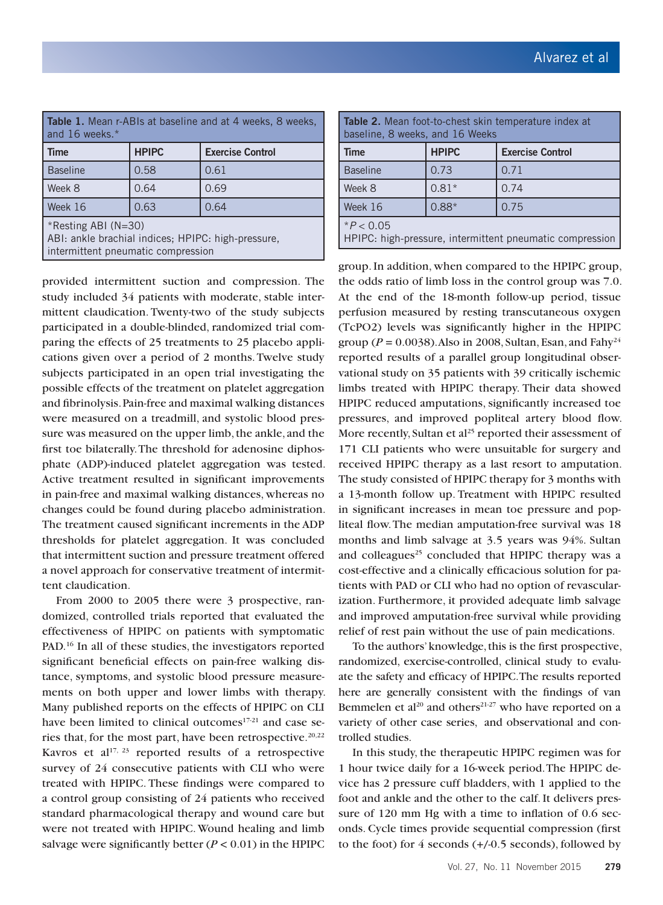**Table 1.** Mean r-ABIs at baseline and at 4 weeks, 8 weeks, and 16 weeks.*

| Time | HPIPC | Exercise Control |
| --- | --- | --- |
| Baseline | 0.58 | 0.61 |
| Week 8 | 0.64 | 0.69 |
| Week 16 | 0.63 | 0.64 |

*Resting ABI (N=30)
ABI: ankle brachial indices; HPIPC: high-pressure, intermittent pneumatic compression

**Table 2.** Mean foot-to-chest skin temperature index at baseline, 8 weeks, and 16 Weeks

| Time | HPIPC | Exercise Control |
| --- | --- | --- |
| Baseline | 0.73 | 0.71 |
| Week 8 | 0.81* | 0.74 |
| Week 16 | 0.88* | 0.75 |

*$P < 0.05$
HPIPC: high-pressure, intermittent pneumatic compression

provided intermittent suction and compression. The study included 34 patients with moderate, stable intermittent claudication. Twenty-two of the study subjects participated in a double-blinded, randomized trial comparing the effects of 25 treatments to 25 placebo applications given over a period of 2 months. Twelve study subjects participated in an open trial investigating the possible effects of the treatment on platelet aggregation and fibrinolysis. Pain-free and maximal walking distances were measured on a treadmill, and systolic blood pressure was measured on the upper limb, the ankle, and the first toe bilaterally. The threshold for adenosine diphosphate (ADP)-induced platelet aggregation was tested. Active treatment resulted in significant improvements in pain-free and maximal walking distances, whereas no changes could be found during placebo administration. The treatment caused significant increments in the ADP thresholds for platelet aggregation. It was concluded that intermittent suction and pressure treatment offered a novel approach for conservative treatment of intermittent claudication.

From 2000 to 2005 there were 3 prospective, randomized, controlled trials reported that evaluated the effectiveness of HPIPC on patients with symptomatic PAD.[16] In all of these studies, the investigators reported significant beneficial effects on pain-free walking distance, symptoms, and systolic blood pressure measurements on both upper and lower limbs with therapy. Many published reports on the effects of HPIPC on CLI have been limited to clinical outcomes[17-21] and case series that, for the most part, have been retrospective.[20,22] Kavros et al[17, 23] reported results of a retrospective survey of 24 consecutive patients with CLI who were treated with HPIPC. These findings were compared to a control group consisting of 24 patients who received standard pharmacological therapy and wound care but were not treated with HPIPC. Wound healing and limb salvage were significantly better ($P < 0.01$) in the HPIPC group. In addition, when compared to the HPIPC group, the odds ratio of limb loss in the control group was 7.0. At the end of the 18-month follow-up period, tissue perfusion measured by resting transcutaneous oxygen (TcPO2) levels was significantly higher in the HPIPC group ($P = 0.0038$). Also in 2008, Sultan, Esan, and Fahy[24] reported results of a parallel group longitudinal observational study on 35 patients with 39 critically ischemic limbs treated with HPIPC therapy. Their data showed HPIPC reduced amputations, significantly increased toe pressures, and improved popliteal artery blood flow. More recently, Sultan et al[25] reported their assessment of 171 CLI patients who were unsuitable for surgery and received HPIPC therapy as a last resort to amputation. The study consisted of HPIPC therapy for 3 months with a 13-month follow up. Treatment with HPIPC resulted in significant increases in mean toe pressure and popliteal flow. The median amputation-free survival was 18 months and limb salvage at 3.5 years was 94%. Sultan and colleagues[25] concluded that HPIPC therapy was a cost-effective and a clinically efficacious solution for patients with PAD or CLI who had no option of revascularization. Furthermore, it provided adequate limb salvage and improved amputation-free survival while providing relief of rest pain without the use of pain medications.

To the authors' knowledge, this is the first prospective, randomized, exercise-controlled, clinical study to evaluate the safety and efficacy of HPIPC. The results reported here are generally consistent with the findings of van Bemmelen et al[20] and others[21-27] who have reported on a variety of other case series, and observational and controlled studies.

In this study, the therapeutic HPIPC regimen was for 1 hour twice daily for a 16-week period. The HPIPC device has 2 pressure cuff bladders, with 1 applied to the foot and ankle and the other to the calf. It delivers pressure of 120 mm Hg with a time to inflation of 0.6 seconds. Cycle times provide sequential compression (first to the foot) for 4 seconds (+/-0.5 seconds), followed by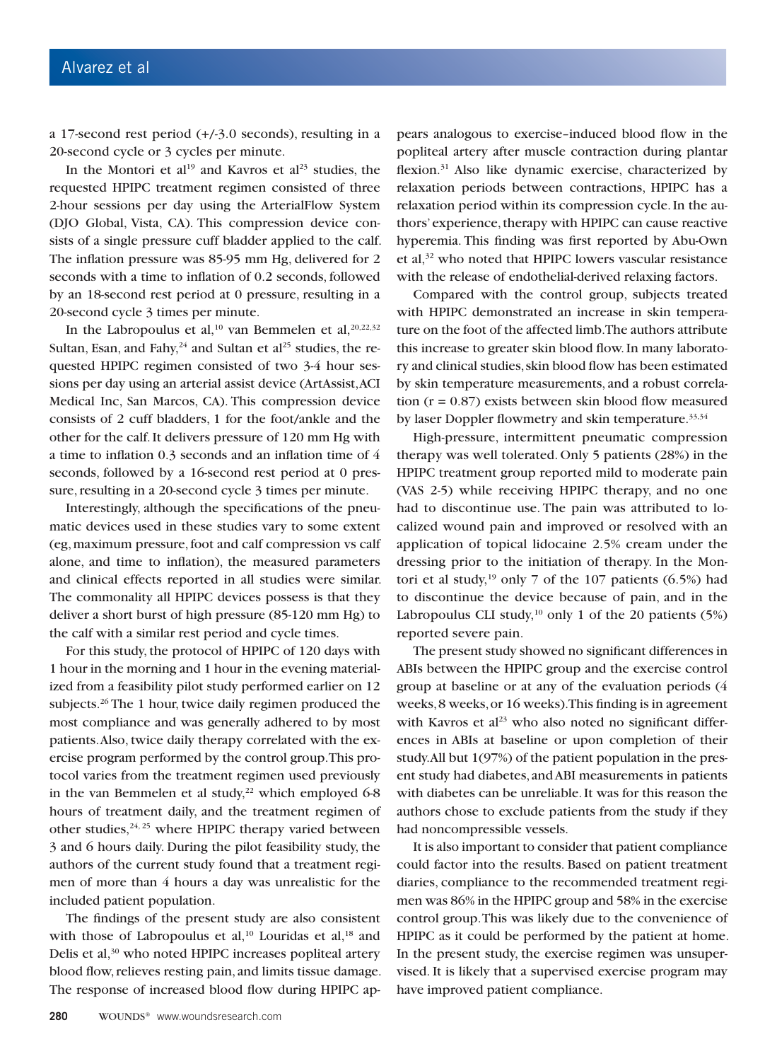a 17-second rest period (+/-3.0 seconds), resulting in a 20-second cycle or 3 cycles per minute.

In the Montori et al[19] and Kavros et al[23] studies, the requested HPIPC treatment regimen consisted of three 2-hour sessions per day using the ArterialFlow System (DJO Global, Vista, CA). This compression device consists of a single pressure cuff bladder applied to the calf. The inflation pressure was 85-95 mm Hg, delivered for 2 seconds with a time to inflation of 0.2 seconds, followed by an 18-second rest period at 0 pressure, resulting in a 20-second cycle 3 times per minute.

In the Labropoulus et al,[10] van Bemmelen et al,[20,22,32] Sultan, Esan, and Fahy,[24] and Sultan et al[25] studies, the requested HPIPC regimen consisted of two 3-4 hour sessions per day using an arterial assist device (ArtAssist, ACI Medical Inc, San Marcos, CA). This compression device consists of 2 cuff bladders, 1 for the foot/ankle and the other for the calf. It delivers pressure of 120 mm Hg with a time to inflation 0.3 seconds and an inflation time of 4 seconds, followed by a 16-second rest period at 0 pressure, resulting in a 20-second cycle 3 times per minute.

Interestingly, although the specifications of the pneumatic devices used in these studies vary to some extent (eg, maximum pressure, foot and calf compression vs calf alone, and time to inflation), the measured parameters and clinical effects reported in all studies were similar. The commonality all HPIPC devices possess is that they deliver a short burst of high pressure (85-120 mm Hg) to the calf with a similar rest period and cycle times.

For this study, the protocol of HPIPC of 120 days with 1 hour in the morning and 1 hour in the evening materialized from a feasibility pilot study performed earlier on 12 subjects.[26] The 1 hour, twice daily regimen produced the most compliance and was generally adhered to by most patients. Also, twice daily therapy correlated with the exercise program performed by the control group. This protocol varies from the treatment regimen used previously in the van Bemmelen et al study,[22] which employed 6-8 hours of treatment daily, and the treatment regimen of other studies,[24, 25] where HPIPC therapy varied between 3 and 6 hours daily. During the pilot feasibility study, the authors of the current study found that a treatment regimen of more than 4 hours a day was unrealistic for the included patient population.

The findings of the present study are also consistent with those of Labropoulus et al,[10] Louridas et al,[18] and Delis et al,[30] who noted HPIPC increases popliteal artery blood flow, relieves resting pain, and limits tissue damage. The response of increased blood flow during HPIPC appears analogous to exercise–induced blood flow in the popliteal artery after muscle contraction during plantar flexion.[31] Also like dynamic exercise, characterized by relaxation periods between contractions, HPIPC has a relaxation period within its compression cycle. In the authors' experience, therapy with HPIPC can cause reactive hyperemia. This finding was first reported by Abu-Own et al,[32] who noted that HPIPC lowers vascular resistance with the release of endothelial-derived relaxing factors.

Compared with the control group, subjects treated with HPIPC demonstrated an increase in skin temperature on the foot of the affected limb. The authors attribute this increase to greater skin blood flow. In many laboratory and clinical studies, skin blood flow has been estimated by skin temperature measurements, and a robust correlation ($r = 0.87$) exists between skin blood flow measured by laser Doppler flowmetry and skin temperature.[33,34]

High-pressure, intermittent pneumatic compression therapy was well tolerated. Only 5 patients (28%) in the HPIPC treatment group reported mild to moderate pain (VAS 2-5) while receiving HPIPC therapy, and no one had to discontinue use. The pain was attributed to localized wound pain and improved or resolved with an application of topical lidocaine 2.5% cream under the dressing prior to the initiation of therapy. In the Montori et al study,[19] only 7 of the 107 patients (6.5%) had to discontinue the device because of pain, and in the Labropoulus CLI study,[10] only 1 of the 20 patients (5%) reported severe pain.

The present study showed no significant differences in ABIs between the HPIPC group and the exercise control group at baseline or at any of the evaluation periods (4 weeks, 8 weeks, or 16 weeks). This finding is in agreement with Kavros et al[23] who also noted no significant differences in ABIs at baseline or upon completion of their study. All but 1(97%) of the patient population in the present study had diabetes, and ABI measurements in patients with diabetes can be unreliable. It was for this reason the authors chose to exclude patients from the study if they had noncompressible vessels.

It is also important to consider that patient compliance could factor into the results. Based on patient treatment diaries, compliance to the recommended treatment regimen was 86% in the HPIPC group and 58% in the exercise control group. This was likely due to the convenience of HPIPC as it could be performed by the patient at home. In the present study, the exercise regimen was unsupervised. It is likely that a supervised exercise program may have improved patient compliance.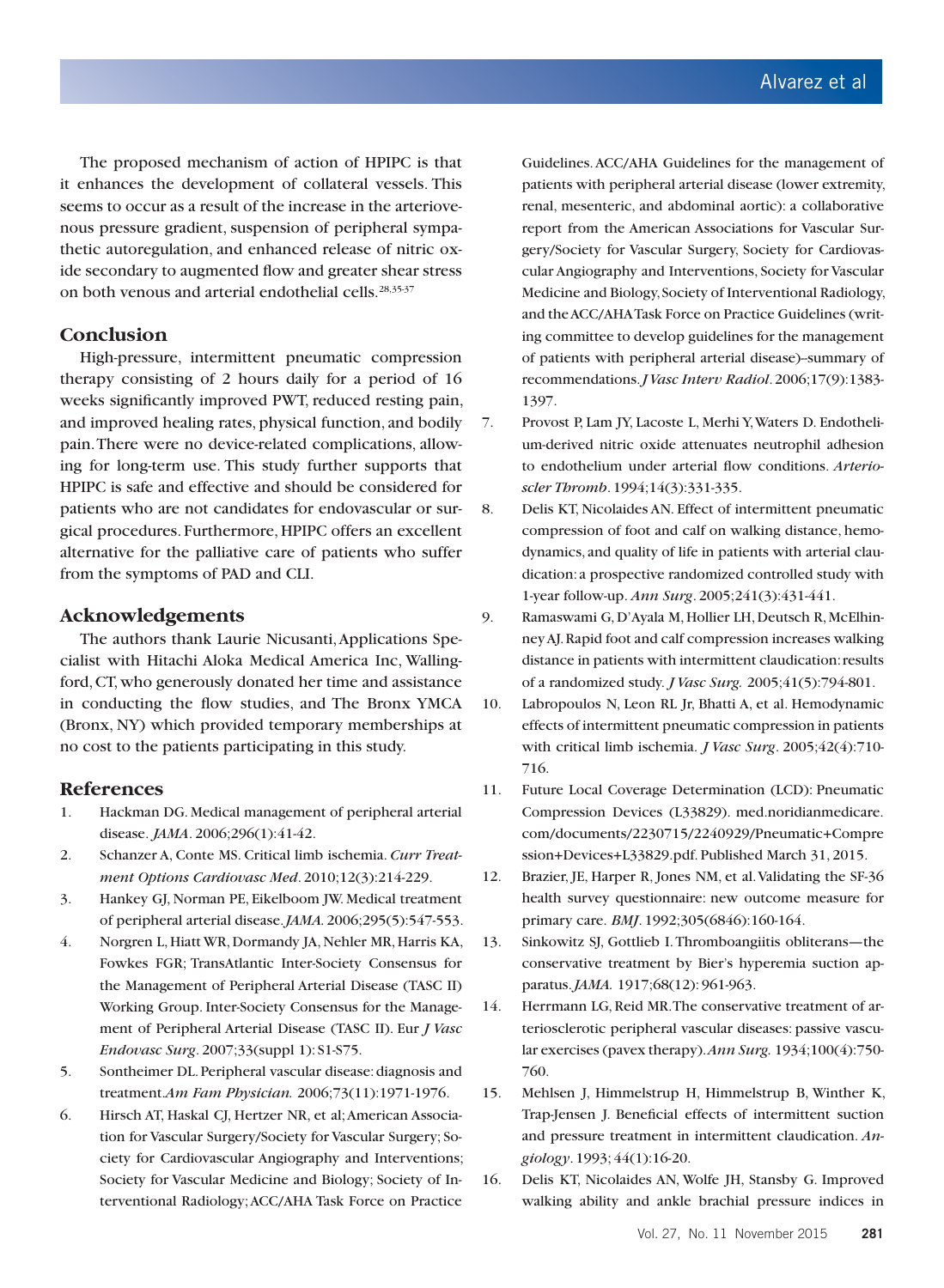The proposed mechanism of action of HPIPC is that it enhances the development of collateral vessels. This seems to occur as a result of the increase in the arteriovenous pressure gradient, suspension of peripheral sympathetic autoregulation, and enhanced release of nitric oxide secondary to augmented flow and greater shear stress on both venous and arterial endothelial cells.[28,35-37]

## Conclusion

High-pressure, intermittent pneumatic compression therapy consisting of 2 hours daily for a period of 16 weeks significantly improved PWT, reduced resting pain, and improved healing rates, physical function, and bodily pain. There were no device-related complications, allowing for long-term use. This study further supports that HPIPC is safe and effective and should be considered for patients who are not candidates for endovascular or surgical procedures. Furthermore, HPIPC offers an excellent alternative for the palliative care of patients who suffer from the symptoms of PAD and CLI.

## Acknowledgements

The authors thank Laurie Nicusanti, Applications Specialist with Hitachi Aloka Medical America Inc, Wallingford, CT, who generously donated her time and assistance in conducting the flow studies, and The Bronx YMCA (Bronx, NY) which provided temporary memberships at no cost to the patients participating in this study.

## References

1. Hackman DG. Medical management of peripheral arterial disease. *JAMA*. 2006;296(1):41-42.
2. Schanzer A, Conte MS. Critical limb ischemia. *Curr Treatment Options Cardiovasc Med*. 2010;12(3):214-229.
3. Hankey GJ, Norman PE, Eikelboom JW. Medical treatment of peripheral arterial disease. *JAMA*. 2006;295(5):547-553.
4. Norgren L, Hiatt WR, Dormandy JA, Nehler MR, Harris KA, Fowkes FGR; TransAtlantic Inter-Society Consensus for the Management of Peripheral Arterial Disease (TASC II) Working Group. Inter-Society Consensus for the Management of Peripheral Arterial Disease (TASC II). Eur *J Vasc Endovasc Surg*. 2007;33(suppl 1):S1-S75.
5. Sontheimer DL. Peripheral vascular disease: diagnosis and treatment. *Am Fam Physician.* 2006;73(11):1971-1976.
6. Hirsch AT, Haskal CJ, Hertzer NR, et al; American Association for Vascular Surgery/Society for Vascular Surgery; Society for Cardiovascular Angiography and Interventions; Society for Vascular Medicine and Biology; Society of Interventional Radiology; ACC/AHA Task Force on Practice Guidelines. ACC/AHA Guidelines for the management of patients with peripheral arterial disease (lower extremity, renal, mesenteric, and abdominal aortic): a collaborative report from the American Associations for Vascular Surgery/Society for Vascular Surgery, Society for Cardiovascular Angiography and Interventions, Society for Vascular Medicine and Biology, Society of Interventional Radiology, and the ACC/AHA Task Force on Practice Guidelines (writing committee to develop guidelines for the management of patients with peripheral arterial disease)–summary of recommendations. *J Vasc Interv Radiol*. 2006;17(9):1383-1397.
7. Provost P, Lam JY, Lacoste L, Merhi Y, Waters D. Endothelium-derived nitric oxide attenuates neutrophil adhesion to endothelium under arterial flow conditions. *Arterioscler Thromb*. 1994;14(3):331-335.
8. Delis KT, Nicolaides AN. Effect of intermittent pneumatic compression of foot and calf on walking distance, hemodynamics, and quality of life in patients with arterial claudication: a prospective randomized controlled study with 1-year follow-up. *Ann Surg*. 2005;241(3):431-441.
9. Ramaswami G, D'Ayala M, Hollier LH, Deutsch R, McElhinney AJ. Rapid foot and calf compression increases walking distance in patients with intermittent claudication: results of a randomized study. *J Vasc Surg.* 2005;41(5):794-801.
10. Labropoulos N, Leon RL Jr, Bhatti A, et al. Hemodynamic effects of intermittent pneumatic compression in patients with critical limb ischemia. *J Vasc Surg*. 2005;42(4):710-716.
11. Future Local Coverage Determination (LCD): Pneumatic Compression Devices (L33829). med.noridianmedicare.com/documents/2230715/2240929/Pneumatic+Compression+Devices+L33829.pdf. Published March 31, 2015.
12. Brazier, JE, Harper R, Jones NM, et al. Validating the SF-36 health survey questionnaire: new outcome measure for primary care. *BMJ*. 1992;305(6846):160-164.
13. Sinkowitz SJ, Gottlieb I. Thromboangiitis obliterans—the conservative treatment by Bier's hyperemia suction apparatus. *JAMA.* 1917;68(12): 961-963.
14. Herrmann LG, Reid MR. The conservative treatment of arteriosclerotic peripheral vascular diseases: passive vascular exercises (pavex therapy). *Ann Surg.* 1934;100(4):750-760.
15. Mehlsen J, Himmelstrup H, Himmelstrup B, Winther K, Trap-Jensen J. Beneficial effects of intermittent suction and pressure treatment in intermittent claudication. *Angiology*. 1993; 44(1):16-20.
16. Delis KT, Nicolaides AN, Wolfe JH, Stansby G. Improved walking ability and ankle brachial pressure indices in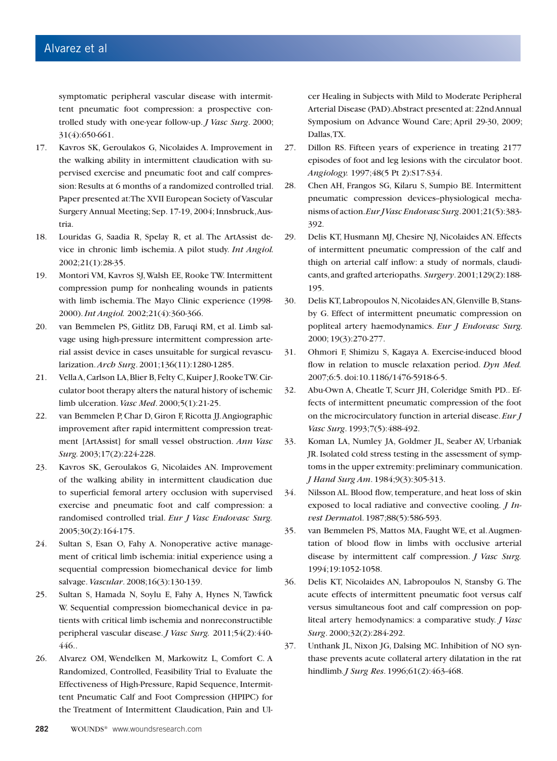symptomatic peripheral vascular disease with intermittent pneumatic foot compression: a prospective controlled study with one-year follow-up. *J Vasc Surg*. 2000; 31(4):650-661.

17. Kavros SK, Geroulakos G, Nicolaides A. Improvement in the walking ability in intermittent claudication with supervised exercise and pneumatic foot and calf compression: Results at 6 months of a randomized controlled trial. Paper presented at: The XVII European Society of Vascular Surgery Annual Meeting; Sep. 17-19, 2004; Innsbruck, Austria.
18. Louridas G, Saadia R, Spelay R, et al. The ArtAssist device in chronic limb ischemia. A pilot study. *Int Angiol.* 2002;21(1):28-35.
19. Montori VM, Kavros SJ, Walsh EE, Rooke TW. Intermittent compression pump for nonhealing wounds in patients with limb ischemia. The Mayo Clinic experience (1998-2000). *Int Angiol.* 2002;21(4):360-366.
20. van Bemmelen PS, Gitlitz DB, Faruqi RM, et al. Limb salvage using high-pressure intermittent compression arterial assist device in cases unsuitable for surgical revascularization. *Arch Surg*. 2001;136(11):1280-1285.
21. Vella A, Carlson LA, Blier B, Felty C, Kuiper J, Rooke TW. Circulator boot therapy alters the natural history of ischemic limb ulceration. *Vasc Med*. 2000;5(1):21-25.
22. van Bemmelen P, Char D, Giron F, Ricotta JJ. Angiographic improvement after rapid intermittent compression treatment [ArtAssist] for small vessel obstruction. *Ann Vasc Surg.* 2003;17(2):224-228.
23. Kavros SK, Geroulakos G, Nicolaides AN. Improvement of the walking ability in intermittent claudication due to superficial femoral artery occlusion with supervised exercise and pneumatic foot and calf compression: a randomised controlled trial. *Eur J Vasc Endovasc Surg.* 2005;30(2):164-175.
24. Sultan S, Esan O, Fahy A. Nonoperative active management of critical limb ischemia: initial experience using a sequential compression biomechanical device for limb salvage. *Vascular*. 2008;16(3):130-139.
25. Sultan S, Hamada N, Soylu E, Fahy A, Hynes N, Tawfick W. Sequential compression biomechanical device in patients with critical limb ischemia and nonreconstructible peripheral vascular disease. *J Vasc Surg.* 2011;54(2):440-446..
26. Alvarez OM, Wendelken M, Markowitz L, Comfort C. A Randomized, Controlled, Feasibility Trial to Evaluate the Effectiveness of High-Pressure, Rapid Sequence, Intermittent Pneumatic Calf and Foot Compression (HPIPC) for the Treatment of Intermittent Claudication, Pain and Ulcer Healing in Subjects with Mild to Moderate Peripheral Arterial Disease (PAD). Abstract presented at: 22nd Annual Symposium on Advance Wound Care; April 29-30, 2009; Dallas, TX.
27. Dillon RS. Fifteen years of experience in treating 2177 episodes of foot and leg lesions with the circulator boot. *Angiology.* 1997;48(5 Pt 2):S17-S34.
28. Chen AH, Frangos SG, Kilaru S, Sumpio BE. Intermittent pneumatic compression devices–physiological mechanisms of action. *Eur J Vasc Endovasc Surg*. 2001;21(5):383-392.
29. Delis KT, Husmann MJ, Chesire NJ, Nicolaides AN. Effects of intermittent pneumatic compression of the calf and thigh on arterial calf inflow: a study of normals, claudicants, and grafted arteriopaths. *Surgery*. 2001;129(2):188-195.
30. Delis KT, Labropoulos N, Nicolaides AN, Glenville B, Stansby G. Effect of intermittent pneumatic compression on popliteal artery haemodynamics. *Eur J Endovasc Surg.* 2000; 19(3):270-277.
31. Ohmori F, Shimizu S, Kagaya A. Exercise-induced blood flow in relation to muscle relaxation period. *Dyn Med.* 2007;6:5. doi:10.1186/1476-5918-6-5.
32. Abu-Own A, Cheatle T, Scurr JH, Coleridge Smith PD.. Effects of intermittent pneumatic compression of the foot on the microcirculatory function in arterial disease. *Eur J Vasc Surg*. 1993;7(5):488-492.
33. Koman LA, Numley JA, Goldmer JL, Seaber AV, Urbaniak JR. Isolated cold stress testing in the assessment of symptoms in the upper extremity: preliminary communication. *J Hand Surg Am*. 1984;9(3):305-313.
34. Nilsson AL. Blood flow, temperature, and heat loss of skin exposed to local radiative and convective cooling. *J Invest Dermatol*. 1987;88(5):586-593.
35. van Bemmelen PS, Mattos MA, Faught WE, et al. Augmentation of blood flow in limbs with occlusive arterial disease by intermittent calf compression. *J Vasc Surg.* 1994;19:1052-1058.
36. Delis KT, Nicolaides AN, Labropoulos N, Stansby G. The acute effects of intermittent pneumatic foot versus calf versus simultaneous foot and calf compression on popliteal artery hemodynamics: a comparative study. *J Vasc Surg*. 2000;32(2):284-292.
37. Unthank JL, Nixon JG, Dalsing MC. Inhibition of NO synthase prevents acute collateral artery dilatation in the rat hindlimb. *J Surg Res*. 1996;61(2):463-468.